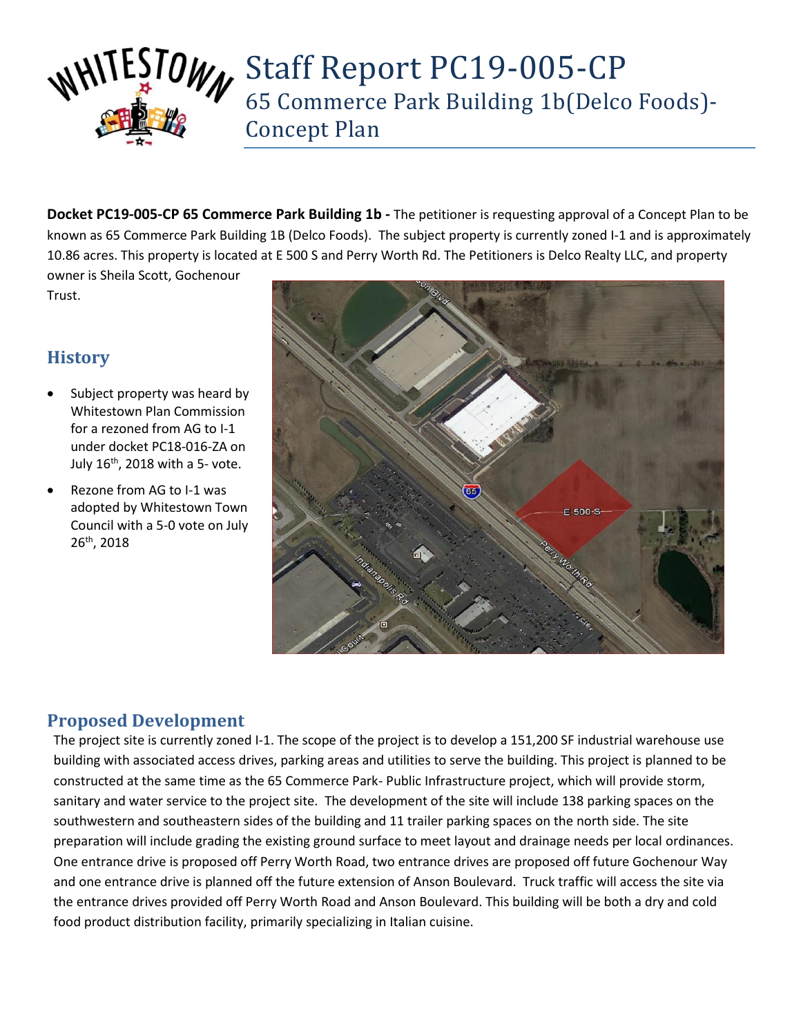# Staff Report PC19-005-CP

## 65 Commerce Park Building 1b(Delco Foods)- Concept Plan

**Docket PC19-005-CP 65 Commerce Park Building 1b -** The petitioner is requesting approval of a Concept Plan to be known as 65 Commerce Park Building 1B (Delco Foods). The subject property is currently zoned I-1 and is approximately 10.86 acres. This property is located at E 500 S and Perry Worth Rd. The Petitioners is Delco Realty LLC, and property owner is Sheila Scott, Gochenour Trust.

## History

- Subject property was heard by Whitestown Plan Commission for a rezoned from AG to I-1 under docket PC18-016-ZA on July 16th, 2018 with a 5- vote.
- Rezone from AG to I-1 was adopted by Whitestown Town Council with a 5-0 vote on July 26th, 2018

## Proposed Development

The project site is currently zoned I-1. The scope of the project is to develop a 151,200 SF industrial warehouse use building with associated access drives, parking areas and utilities to serve the building. This project is planned to be constructed at the same time as the 65 Commerce Park- Public Infrastructure project, which will provide storm, sanitary and water service to the project site. The development of the site will include 138 parking spaces on the southwestern and southeastern sides of the building and 11 trailer parking spaces on the north side. The site preparation will include grading the existing ground surface to meet layout and drainage needs per local ordinances. One entrance drive is proposed off Perry Worth Road, two entrance drives are proposed off future Gochenour Way and one entrance drive is planned off the future extension of Anson Boulevard. Truck traffic will access the site via the entrance drives provided off Perry Worth Road and Anson Boulevard. This building will be both a dry and cold food product distribution facility, primarily specializing in Italian cuisine.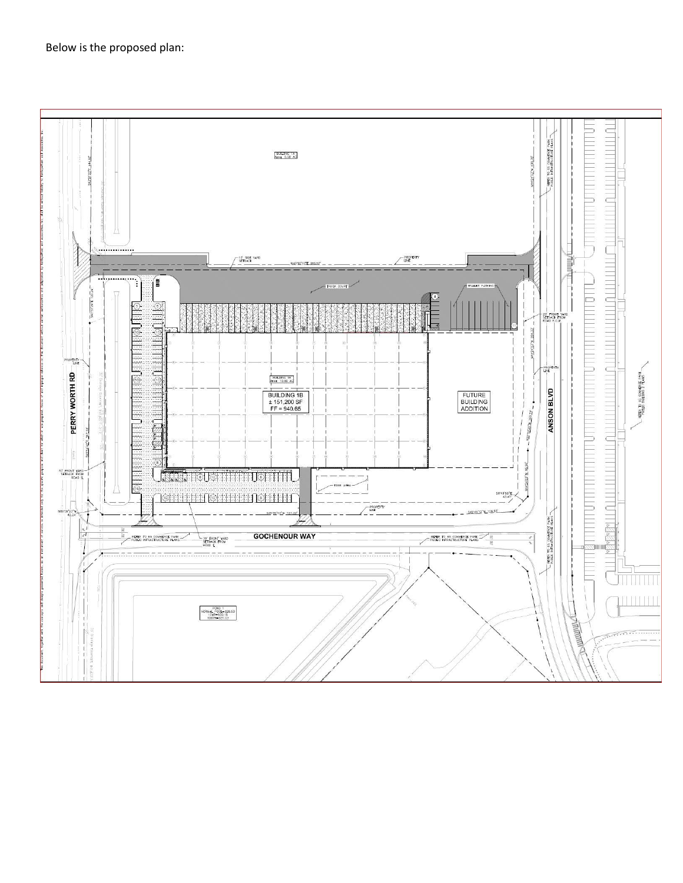Below is the proposed plan:

PERRY WORTH RD

ANSON BLVD

GOCHENOUR WAY

BUILDING 1B
± 151,200 SF
FF = 940.65

FUTURE
BUILDING
ADDITION

TRUCK COURT

TRAILER PARKING

PROPERTY LINE

15' SIDE YARD SETBACK

25' FRONT YARD SETBACK FROM ROAD R.O.W.

70' FRONT YARD SETBACK FROM ROAD ℄

TANK AREA

REFER TO 65 COMMERCE PARK PUBLIC INFRASTRUCTURE PLANS

POND 1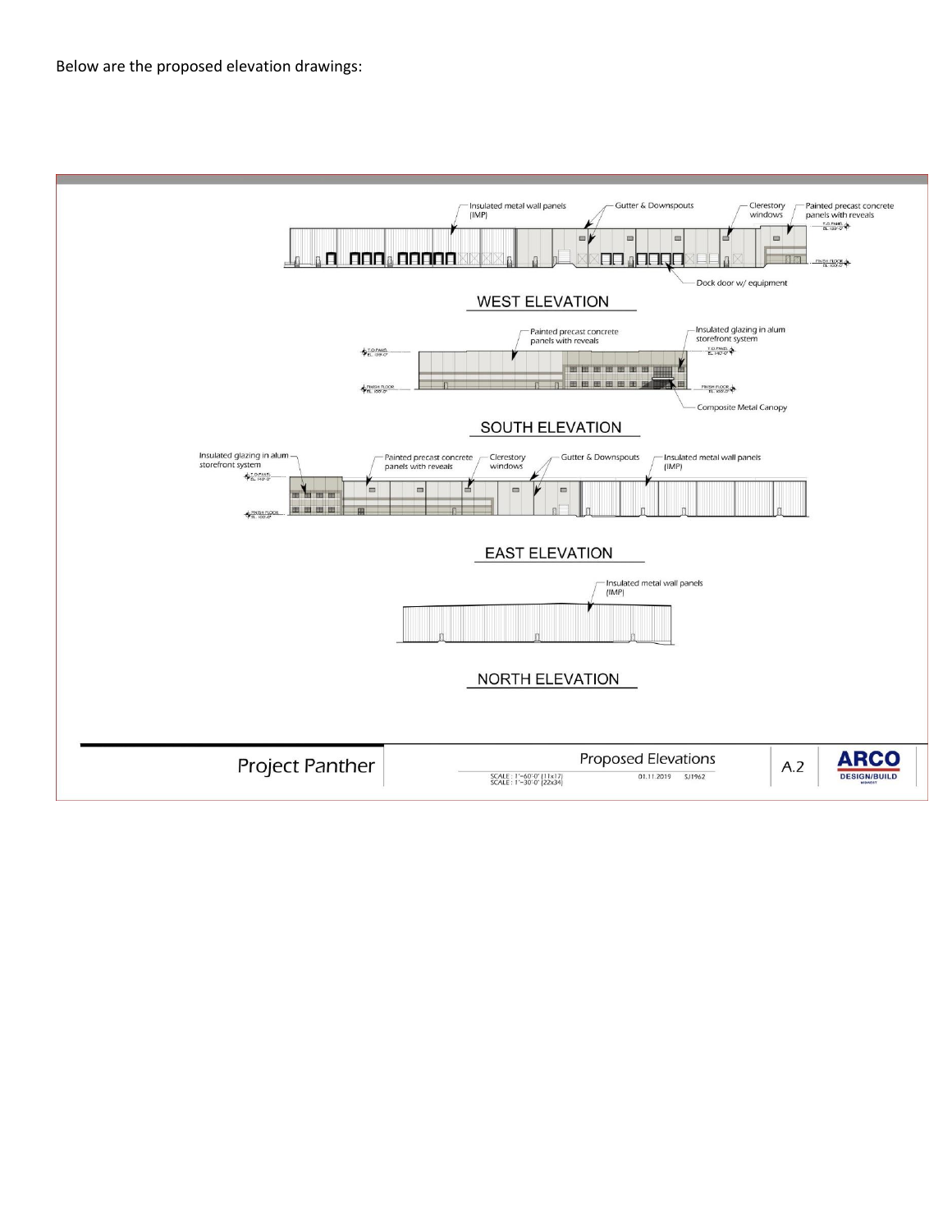Below are the proposed elevation drawings:

WEST ELEVATION

Insulated metal wall panels (IMP)

Gutter & Downspouts

Clerestory windows

Painted precast concrete panels with reveals

Dock door w/ equipment

SOUTH ELEVATION

Painted precast concrete panels with reveals

Insulated glazing in alum storefront system

Composite Metal Canopy

EAST ELEVATION

Insulated glazing in alum storefront system

Painted precast concrete panels with reveals

Clerestory windows

Gutter & Downspouts

Insulated metal wall panels (IMP)

NORTH ELEVATION

Insulated metal wall panels (IMP)

Project Panther

Proposed Elevations

SCALE : 1"=60'-0" (11x17)
SCALE : 1"=30'-0" (22x34)

01.11.2019 SJ1962

A.2

ARCO DESIGN/BUILD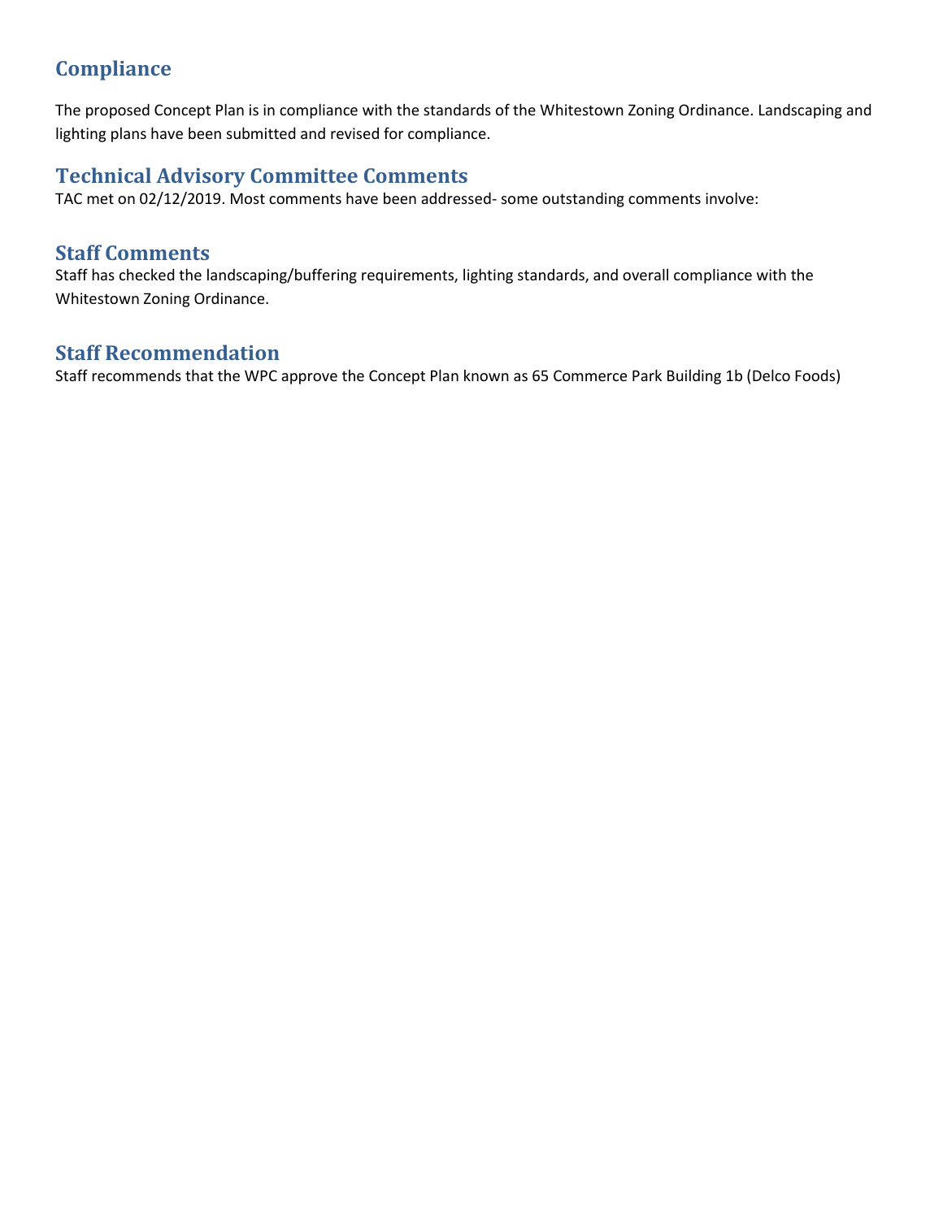## Compliance

The proposed Concept Plan is in compliance with the standards of the Whitestown Zoning Ordinance. Landscaping and lighting plans have been submitted and revised for compliance.

## Technical Advisory Committee Comments

TAC met on 02/12/2019. Most comments have been addressed- some outstanding comments involve:

## Staff Comments

Staff has checked the landscaping/buffering requirements, lighting standards, and overall compliance with the Whitestown Zoning Ordinance.

## Staff Recommendation

Staff recommends that the WPC approve the Concept Plan known as 65 Commerce Park Building 1b (Delco Foods)